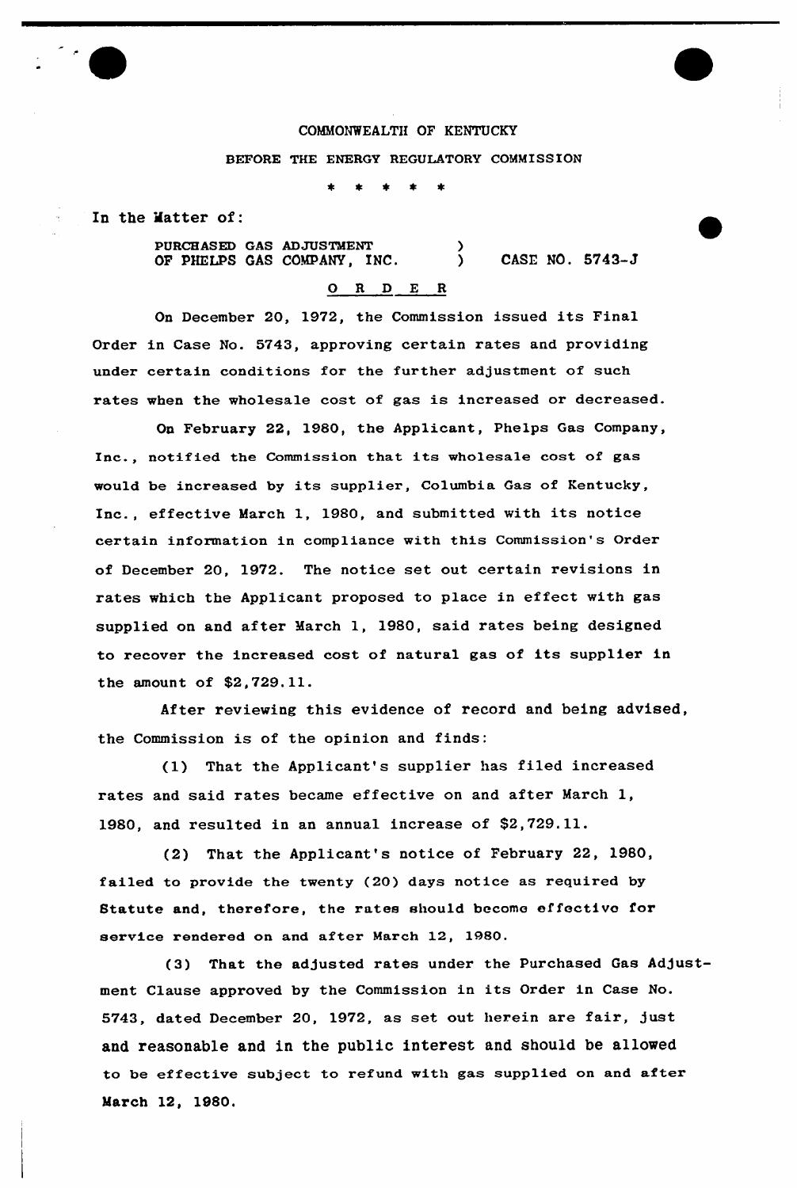COMMONWEALTH OF KENTUCKY

BEFORE THE ENERGY REGULATORY COMMISSION

\* \* \* \* \*

In the Matter of:

PURCHASED GAS ADJUSTMENT OF PHELPS GAS COMPANY, INC. ) CASE NO. 5743-J

O R D E R

On December 20, 1972, the Commission issued its Final Order in Case No. 5743, approving certain rates and providing under certain conditions for the further adjustment of such rates when the wholesale cost of gas is increased or decreased.

On February 22, 1980, the Applicant, Phelps Gas Company, Inc., notified the Commission that its wholesale cost of gas would be increased by its supplier, Columbia Gas of Kentucky, Inc., effective March 1, 1980, and submitted with its notice certain information in compliance with this Commission's Order of December 20, 1972. The notice set out certain revisions in rates which the Applicant proposed to place in effect with gas supplied on and after March 1, 1980, said rates being designed to recover the increased cost of natural gas of its supplier in the amount of $2,729.11.

After reviewing this evidence of record and being advised, the Commission is of the opinion and finds:

(1) That the Applicant's supplier has filed increased rates and said rates became effective on and after March 1, 1980, and resulted in an annual increase of $2,729.11.

(2) That the Applicant's notice of February 22, 1980, failed to provide the twenty (20) days notice as required by Statute and, therefore, the rates should become effective for service rendered on and after March 12, 1980.

(3) That the adjusted rates under the Purchased Gas Adjustment Clause approved by the Commission in its Order in Case No. 5743, dated December 20, 1972, as set out herein are fair, just and reasonable and in the public interest and should be allowed to be effective subject to refund with gas supplied on and after March 12, 1980.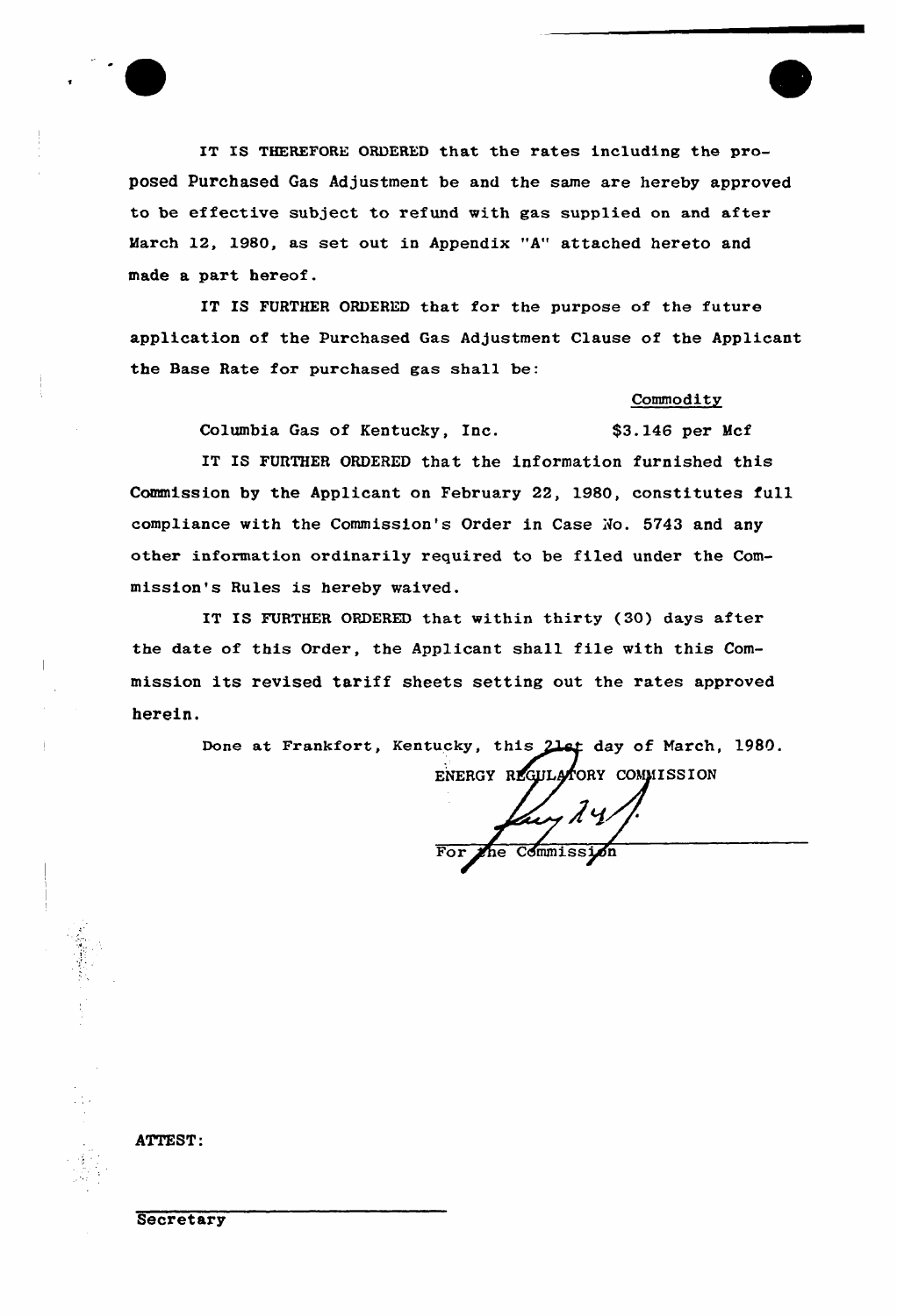IT IS THEREFORE ORDERED that the rates including the proposed Purchased Gas Adjustment be and the same are hereby approved to be effective subject to refund with gas supplied on and after March 12, 1980, as set out in Appendix "A" attached hereto and made a part hereof.

IT IS FURTHER ORDERED that for the purpose of the future application of the Purchased Gas Adjustment Clause of the Applicant the Base Rate for purchased gas shall be:

| | Commodity |
|---|---|
| Columbia Gas of Kentucky, Inc. | $3.146 per Mcf |

IT IS FURTHER ORDERED that the information furnished this Commission by the Applicant on February 22, 1980, constitutes full compliance with the Commission's Order in Case No. 5743 and any other information ordinarily required to be filed under the Commission's Rules is hereby waived.

IT IS FURTHER ORDERED that within thirty (30) days after the date of this Order, the Applicant shall file with this Commission its revised tariff sheets setting out the rates approved herein.

Done at Frankfort, Kentucky, this 21st day of March, 1980.

ENERGY REGULATORY COMMISSION

For the Commission

ATTEST:

Secretary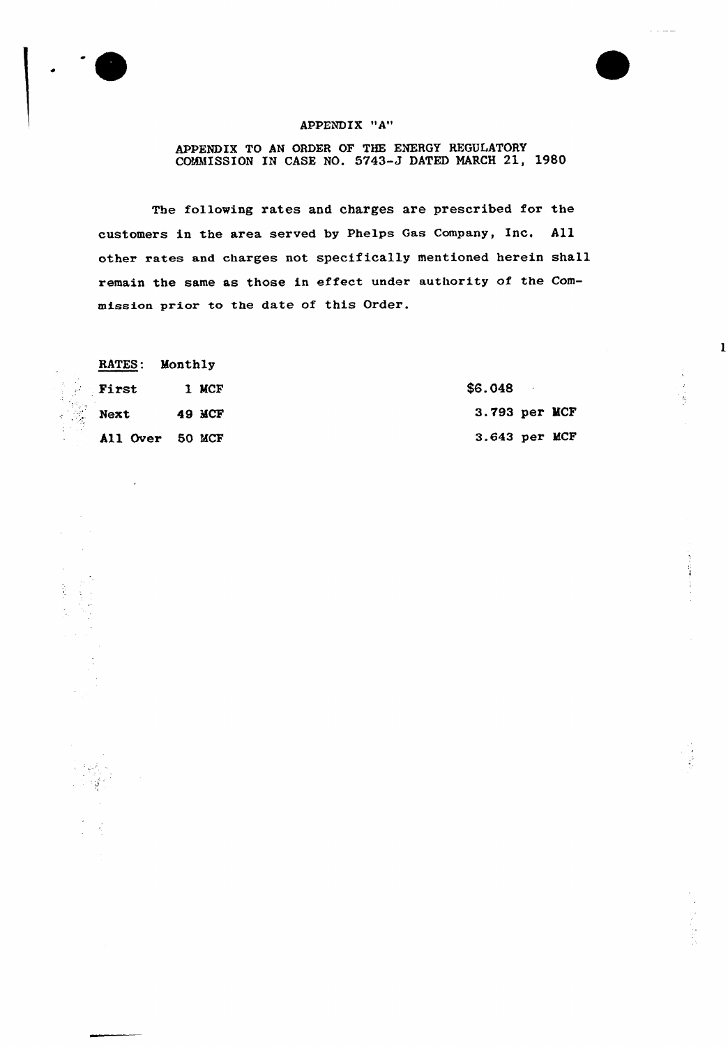APPENDIX "A"

APPENDIX TO AN ORDER OF THE ENERGY REGULATORY COMMISSION IN CASE NO. 5743-J DATED MARCH 21, 1980

The following rates and charges are prescribed for the customers in the area served by Phelps Gas Company, Inc. All other rates and charges not specifically mentioned herein shall remain the same as those in effect under authority of the Commission prior to the date of this Order.

RATES: Monthly

| | | |
|---|---|---|
| First | 1 MCF | $6.048 |
| Next | 49 MCF | 3.793 per MCF |
| All Over | 50 MCF | 3.643 per MCF |